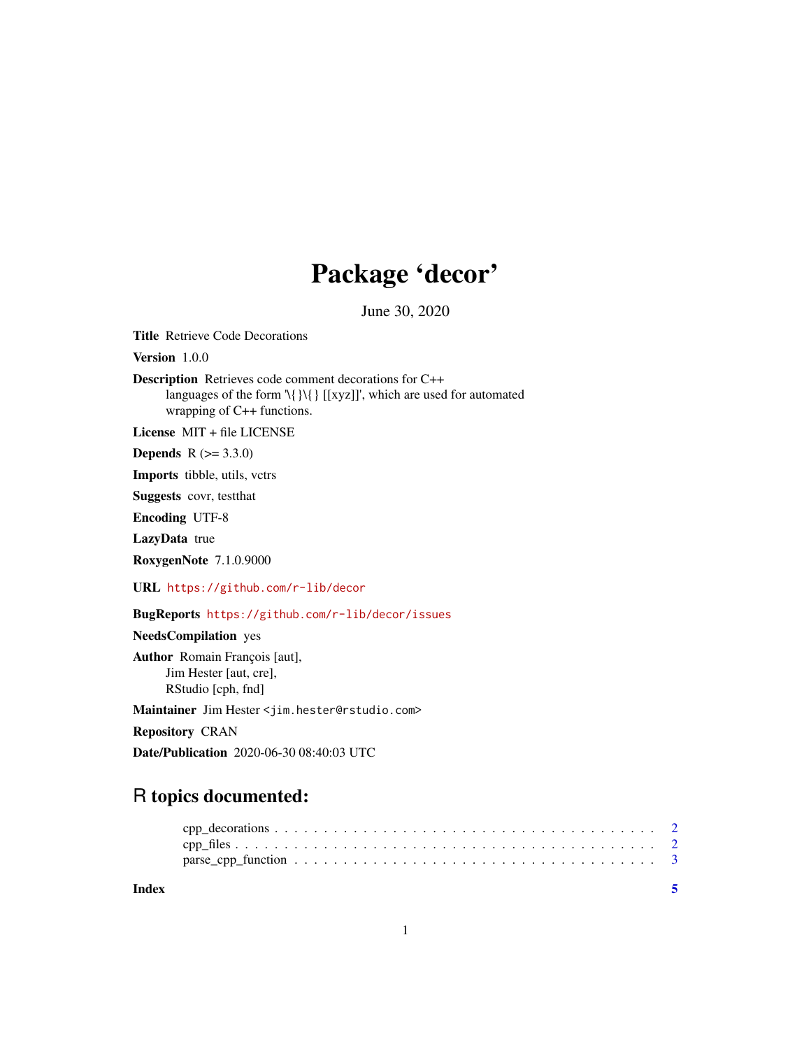# Package 'decor'

June 30, 2020

**Title** Retrieve Code Decorations

**Version** 1.0.0

**Description** Retrieves code comment decorations for C++ languages of the form '\{ }\{ } [[xyz]]', which are used for automated wrapping of C++ functions.

**License** MIT + file LICENSE

**Depends** R (>= 3.3.0)

**Imports** tibble, utils, vctrs

**Suggests** covr, testthat

**Encoding** UTF-8

**LazyData** true

**RoxygenNote** 7.1.0.9000

**URL** https://github.com/r-lib/decor

**BugReports** https://github.com/r-lib/decor/issues

**NeedsCompilation** yes

**Author** Romain François [aut],
Jim Hester [aut, cre],
RStudio [cph, fnd]

**Maintainer** Jim Hester <jim.hester@rstudio.com>

**Repository** CRAN

**Date/Publication** 2020-06-30 08:40:03 UTC

## R topics documented:

- cpp_decorations . . . . . . . . . . . . . . . . . . . . . . . . . . . . . . . . . . . . . . . . 2
- cpp_files . . . . . . . . . . . . . . . . . . . . . . . . . . . . . . . . . . . . . . . . . . . . 2
- parse_cpp_function . . . . . . . . . . . . . . . . . . . . . . . . . . . . . . . . . . . . . 3

**Index** 5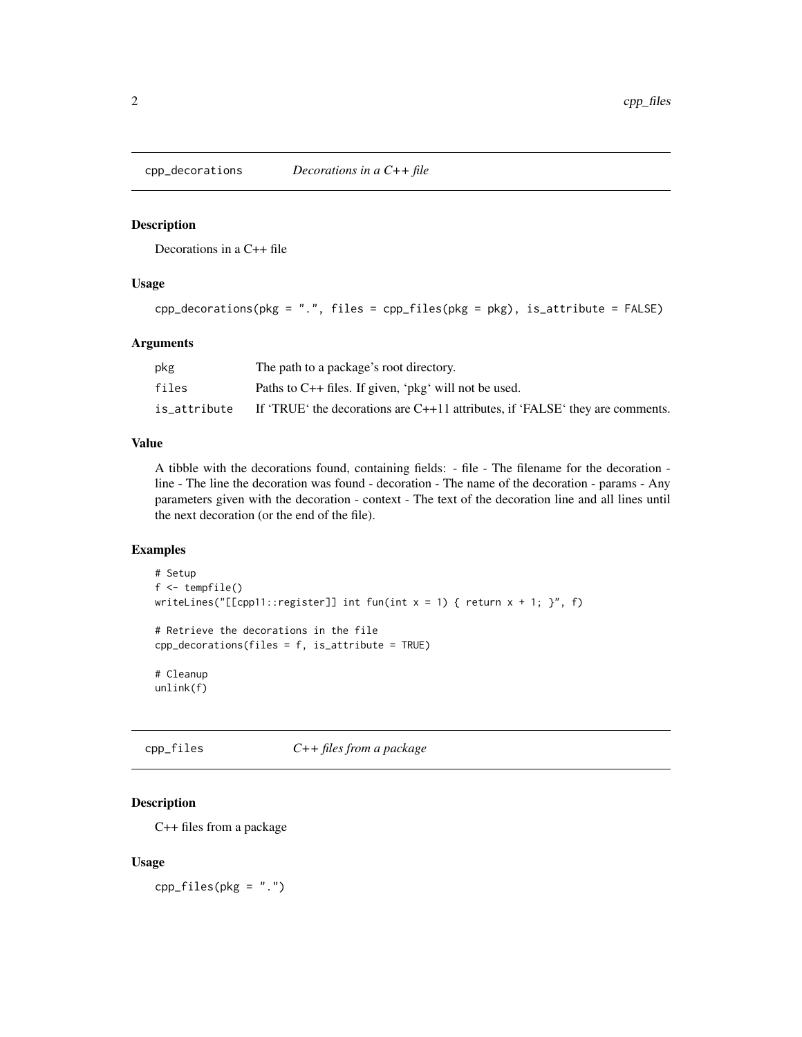## cpp_decorations — *Decorations in a C++ file*

### Description

Decorations in a C++ file

### Usage

```
cpp_decorations(pkg = ".", files = cpp_files(pkg = pkg), is_attribute = FALSE)
```

### Arguments

| | |
|---|---|
| pkg | The path to a package's root directory. |
| files | Paths to C++ files. If given, 'pkg' will not be used. |
| is_attribute | If 'TRUE' the decorations are C++11 attributes, if 'FALSE' they are comments. |

### Value

A tibble with the decorations found, containing fields: - file - The filename for the decoration - line - The line the decoration was found - decoration - The name of the decoration - params - Any parameters given with the decoration - context - The text of the decoration line and all lines until the next decoration (or the end of the file).

### Examples

```
# Setup
f <- tempfile()
writeLines("[[cpp11::register]] int fun(int x = 1) { return x + 1; }", f)

# Retrieve the decorations in the file
cpp_decorations(files = f, is_attribute = TRUE)

# Cleanup
unlink(f)
```

## cpp_files — *C++ files from a package*

### Description

C++ files from a package

### Usage

```
cpp_files(pkg = ".")
```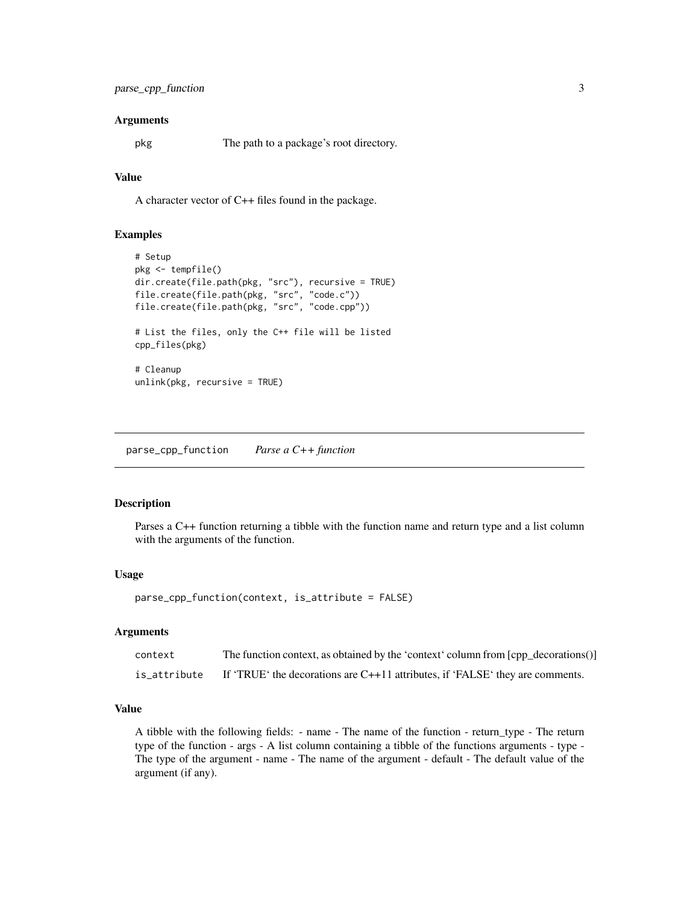### Arguments

| | |
|---|---|
| pkg | The path to a package's root directory. |

### Value

A character vector of C++ files found in the package.

### Examples

```
# Setup
pkg <- tempfile()
dir.create(file.path(pkg, "src"), recursive = TRUE)
file.create(file.path(pkg, "src", "code.c"))
file.create(file.path(pkg, "src", "code.cpp"))

# List the files, only the C++ file will be listed
cpp_files(pkg)

# Cleanup
unlink(pkg, recursive = TRUE)
```

---

## parse_cpp_function *Parse a C++ function*

---

### Description

Parses a C++ function returning a tibble with the function name and return type and a list column with the arguments of the function.

### Usage

```
parse_cpp_function(context, is_attribute = FALSE)
```

### Arguments

| | |
|---|---|
| context | The function context, as obtained by the 'context' column from [cpp_decorations()] |
| is_attribute | If 'TRUE' the decorations are C++11 attributes, if 'FALSE' they are comments. |

### Value

A tibble with the following fields: - name - The name of the function - return_type - The return type of the function - args - A list column containing a tibble of the functions arguments - type - The type of the argument - name - The name of the argument - default - The default value of the argument (if any).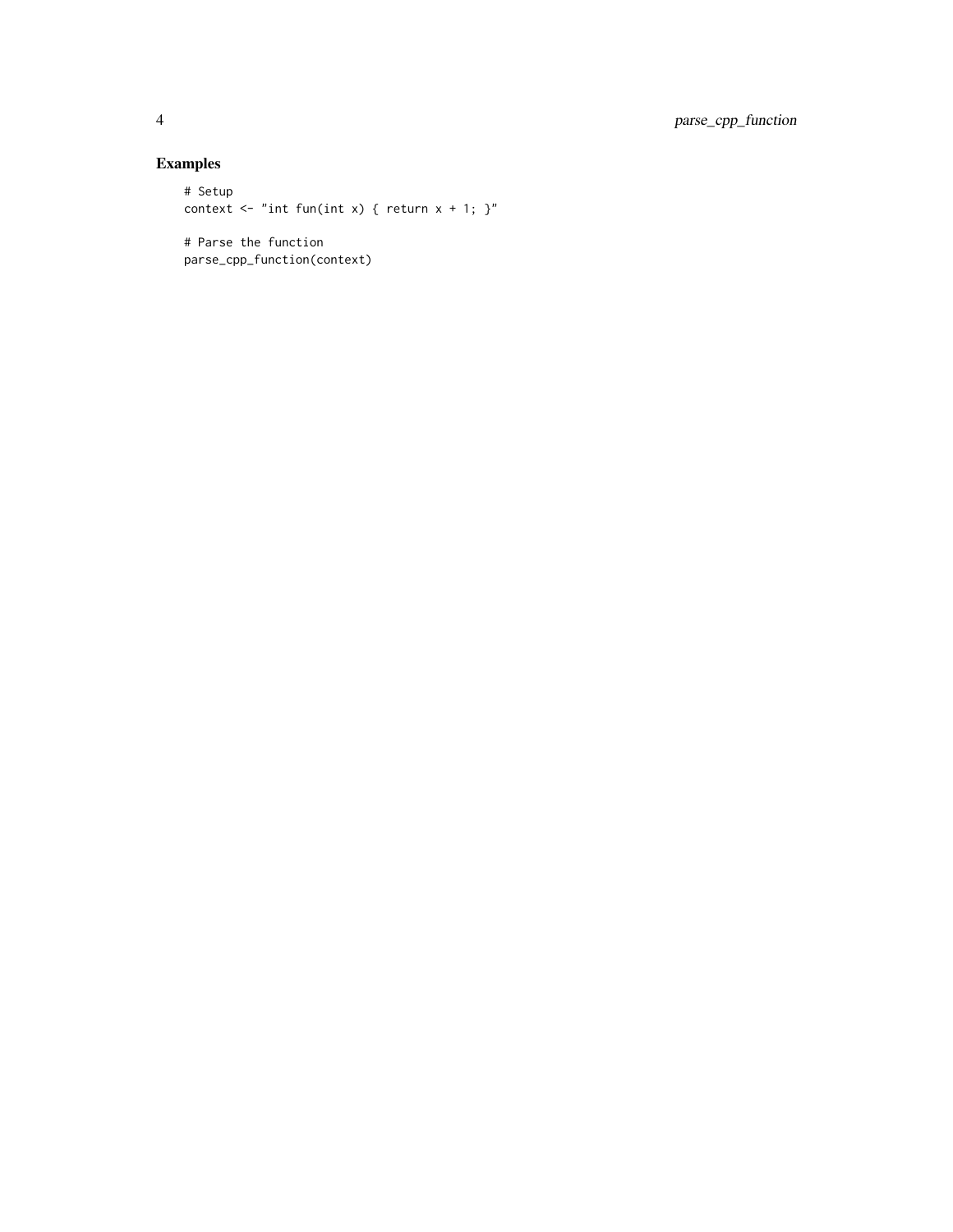## Examples

```
# Setup
context <- "int fun(int x) { return x + 1; }"

# Parse the function
parse_cpp_function(context)
```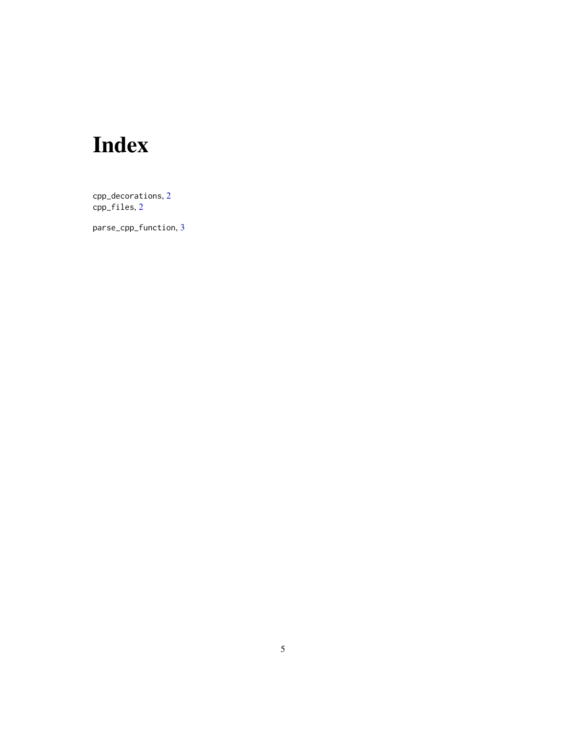# Index

cpp_decorations, 2
cpp_files, 2

parse_cpp_function, 3